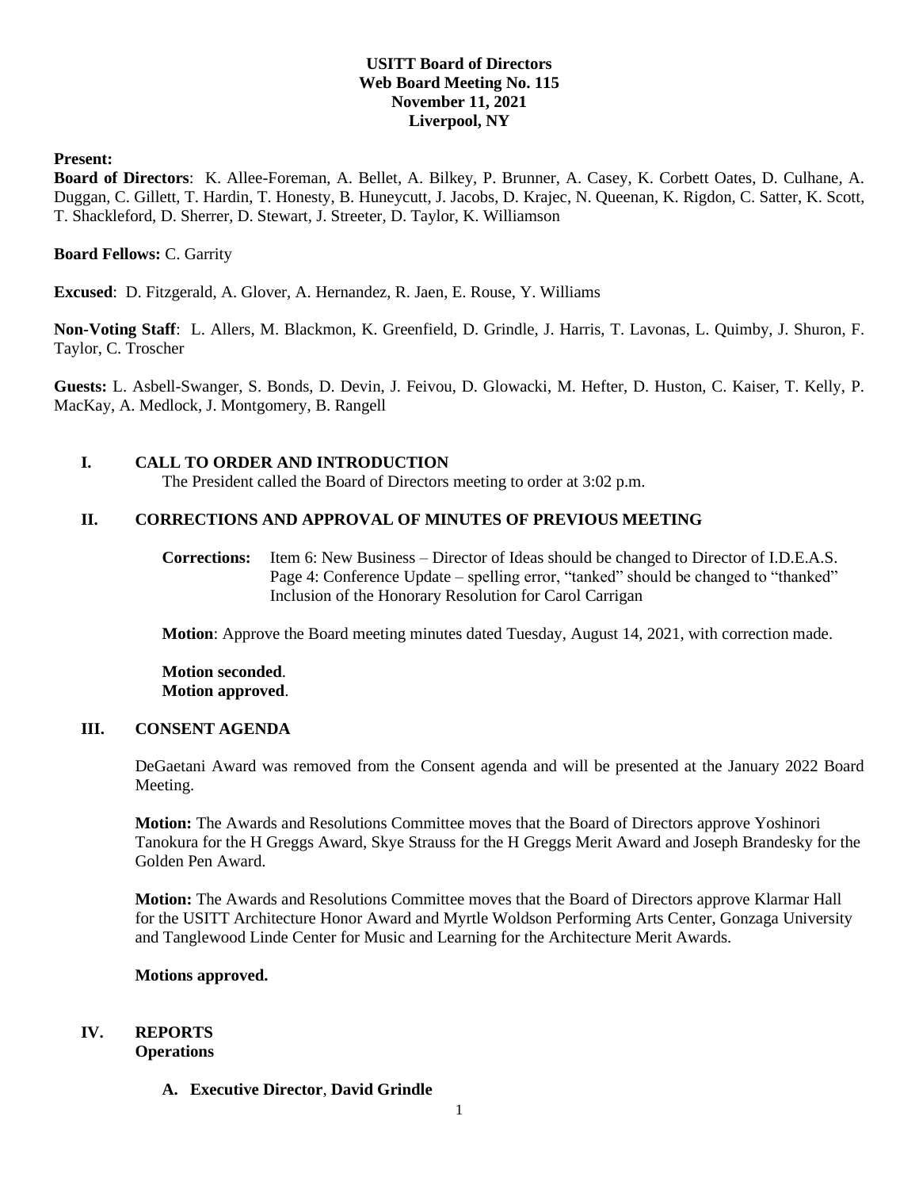# USITT Board of Directors
## Web Board Meeting No. 115
## November 11, 2021
## Liverpool, NY

**Present:**

**Board of Directors**: K. Allee-Foreman, A. Bellet, A. Bilkey, P. Brunner, A. Casey, K. Corbett Oates, D. Culhane, A. Duggan, C. Gillett, T. Hardin, T. Honesty, B. Huneycutt, J. Jacobs, D. Krajec, N. Queenan, K. Rigdon, C. Satter, K. Scott, T. Shackleford, D. Sherrer, D. Stewart, J. Streeter, D. Taylor, K. Williamson

**Board Fellows:** C. Garrity

**Excused**: D. Fitzgerald, A. Glover, A. Hernandez, R. Jaen, E. Rouse, Y. Williams

**Non-Voting Staff**: L. Allers, M. Blackmon, K. Greenfield, D. Grindle, J. Harris, T. Lavonas, L. Quimby, J. Shuron, F. Taylor, C. Troscher

**Guests:** L. Asbell-Swanger, S. Bonds, D. Devin, J. Feivou, D. Glowacki, M. Hefter, D. Huston, C. Kaiser, T. Kelly, P. MacKay, A. Medlock, J. Montgomery, B. Rangell

## I. CALL TO ORDER AND INTRODUCTION

The President called the Board of Directors meeting to order at 3:02 p.m.

## II. CORRECTIONS AND APPROVAL OF MINUTES OF PREVIOUS MEETING

**Corrections:** Item 6: New Business – Director of Ideas should be changed to Director of I.D.E.A.S.
Page 4: Conference Update – spelling error, "tanked" should be changed to "thanked"
Inclusion of the Honorary Resolution for Carol Carrigan

**Motion**: Approve the Board meeting minutes dated Tuesday, August 14, 2021, with correction made.

**Motion seconded**.
**Motion approved**.

## III. CONSENT AGENDA

DeGaetani Award was removed from the Consent agenda and will be presented at the January 2022 Board Meeting.

**Motion:** The Awards and Resolutions Committee moves that the Board of Directors approve Yoshinori Tanokura for the H Greggs Award, Skye Strauss for the H Greggs Merit Award and Joseph Brandesky for the Golden Pen Award.

**Motion:** The Awards and Resolutions Committee moves that the Board of Directors approve Klarmar Hall for the USITT Architecture Honor Award and Myrtle Woldson Performing Arts Center, Gonzaga University and Tanglewood Linde Center for Music and Learning for the Architecture Merit Awards.

**Motions approved.**

## IV. REPORTS

### Operations

**A. Executive Director**, **David Grindle**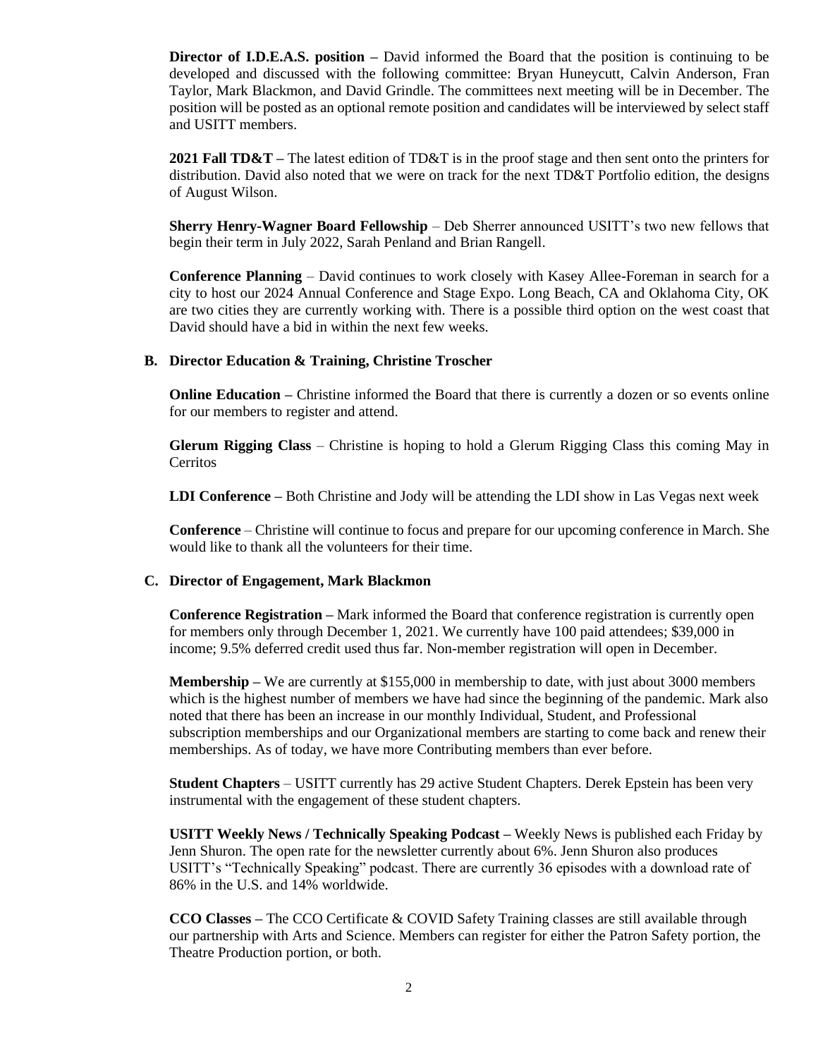**Director of I.D.E.A.S. position –** David informed the Board that the position is continuing to be developed and discussed with the following committee: Bryan Huneycutt, Calvin Anderson, Fran Taylor, Mark Blackmon, and David Grindle. The committees next meeting will be in December. The position will be posted as an optional remote position and candidates will be interviewed by select staff and USITT members.

**2021 Fall TD&T –** The latest edition of TD&T is in the proof stage and then sent onto the printers for distribution. David also noted that we were on track for the next TD&T Portfolio edition, the designs of August Wilson.

**Sherry Henry-Wagner Board Fellowship** – Deb Sherrer announced USITT's two new fellows that begin their term in July 2022, Sarah Penland and Brian Rangell.

**Conference Planning** – David continues to work closely with Kasey Allee-Foreman in search for a city to host our 2024 Annual Conference and Stage Expo. Long Beach, CA and Oklahoma City, OK are two cities they are currently working with. There is a possible third option on the west coast that David should have a bid in within the next few weeks.

**B. Director Education & Training, Christine Troscher**

**Online Education –** Christine informed the Board that there is currently a dozen or so events online for our members to register and attend.

**Glerum Rigging Class** – Christine is hoping to hold a Glerum Rigging Class this coming May in Cerritos

**LDI Conference –** Both Christine and Jody will be attending the LDI show in Las Vegas next week

**Conference** – Christine will continue to focus and prepare for our upcoming conference in March. She would like to thank all the volunteers for their time.

**C. Director of Engagement, Mark Blackmon**

**Conference Registration –** Mark informed the Board that conference registration is currently open for members only through December 1, 2021. We currently have 100 paid attendees; $39,000 in income; 9.5% deferred credit used thus far. Non-member registration will open in December.

**Membership –** We are currently at $155,000 in membership to date, with just about 3000 members which is the highest number of members we have had since the beginning of the pandemic. Mark also noted that there has been an increase in our monthly Individual, Student, and Professional subscription memberships and our Organizational members are starting to come back and renew their memberships. As of today, we have more Contributing members than ever before.

**Student Chapters** – USITT currently has 29 active Student Chapters. Derek Epstein has been very instrumental with the engagement of these student chapters.

**USITT Weekly News / Technically Speaking Podcast –** Weekly News is published each Friday by Jenn Shuron. The open rate for the newsletter currently about 6%. Jenn Shuron also produces USITT's "Technically Speaking" podcast. There are currently 36 episodes with a download rate of 86% in the U.S. and 14% worldwide.

**CCO Classes –** The CCO Certificate & COVID Safety Training classes are still available through our partnership with Arts and Science. Members can register for either the Patron Safety portion, the Theatre Production portion, or both.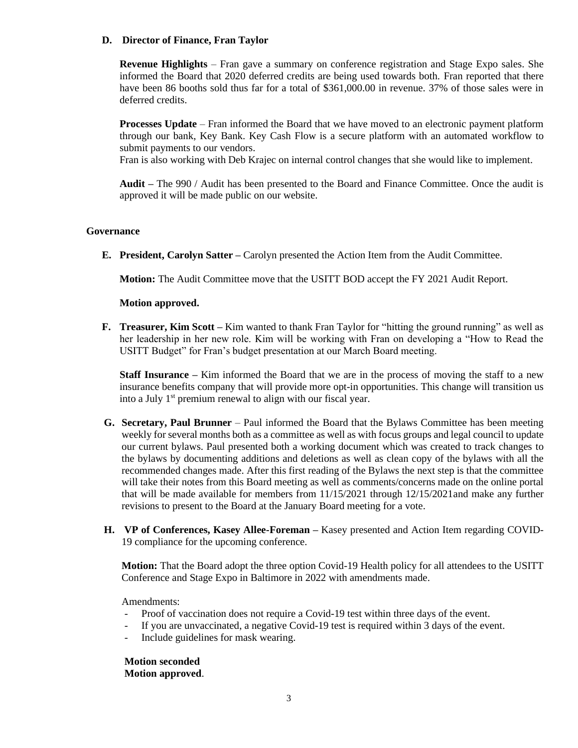**D. Director of Finance, Fran Taylor**

**Revenue Highlights** – Fran gave a summary on conference registration and Stage Expo sales. She informed the Board that 2020 deferred credits are being used towards both. Fran reported that there have been 86 booths sold thus far for a total of $361,000.00 in revenue. 37% of those sales were in deferred credits.

**Processes Update** – Fran informed the Board that we have moved to an electronic payment platform through our bank, Key Bank. Key Cash Flow is a secure platform with an automated workflow to submit payments to our vendors.
Fran is also working with Deb Krajec on internal control changes that she would like to implement.

**Audit –** The 990 / Audit has been presented to the Board and Finance Committee. Once the audit is approved it will be made public on our website.

## Governance

**E. President, Carolyn Satter –** Carolyn presented the Action Item from the Audit Committee.

**Motion:** The Audit Committee move that the USITT BOD accept the FY 2021 Audit Report.

**Motion approved.**

**F. Treasurer, Kim Scott –** Kim wanted to thank Fran Taylor for "hitting the ground running" as well as her leadership in her new role. Kim will be working with Fran on developing a "How to Read the USITT Budget" for Fran's budget presentation at our March Board meeting.

**Staff Insurance –** Kim informed the Board that we are in the process of moving the staff to a new insurance benefits company that will provide more opt-in opportunities. This change will transition us into a July 1st premium renewal to align with our fiscal year.

**G. Secretary, Paul Brunner** – Paul informed the Board that the Bylaws Committee has been meeting weekly for several months both as a committee as well as with focus groups and legal council to update our current bylaws. Paul presented both a working document which was created to track changes to the bylaws by documenting additions and deletions as well as clean copy of the bylaws with all the recommended changes made. After this first reading of the Bylaws the next step is that the committee will take their notes from this Board meeting as well as comments/concerns made on the online portal that will be made available for members from 11/15/2021 through 12/15/2021and make any further revisions to present to the Board at the January Board meeting for a vote.

**H. VP of Conferences, Kasey Allee-Foreman –** Kasey presented and Action Item regarding COVID-19 compliance for the upcoming conference.

**Motion:** That the Board adopt the three option Covid-19 Health policy for all attendees to the USITT Conference and Stage Expo in Baltimore in 2022 with amendments made.

Amendments:

- Proof of vaccination does not require a Covid-19 test within three days of the event.
- If you are unvaccinated, a negative Covid-19 test is required within 3 days of the event.
- Include guidelines for mask wearing.

**Motion seconded**
**Motion approved**.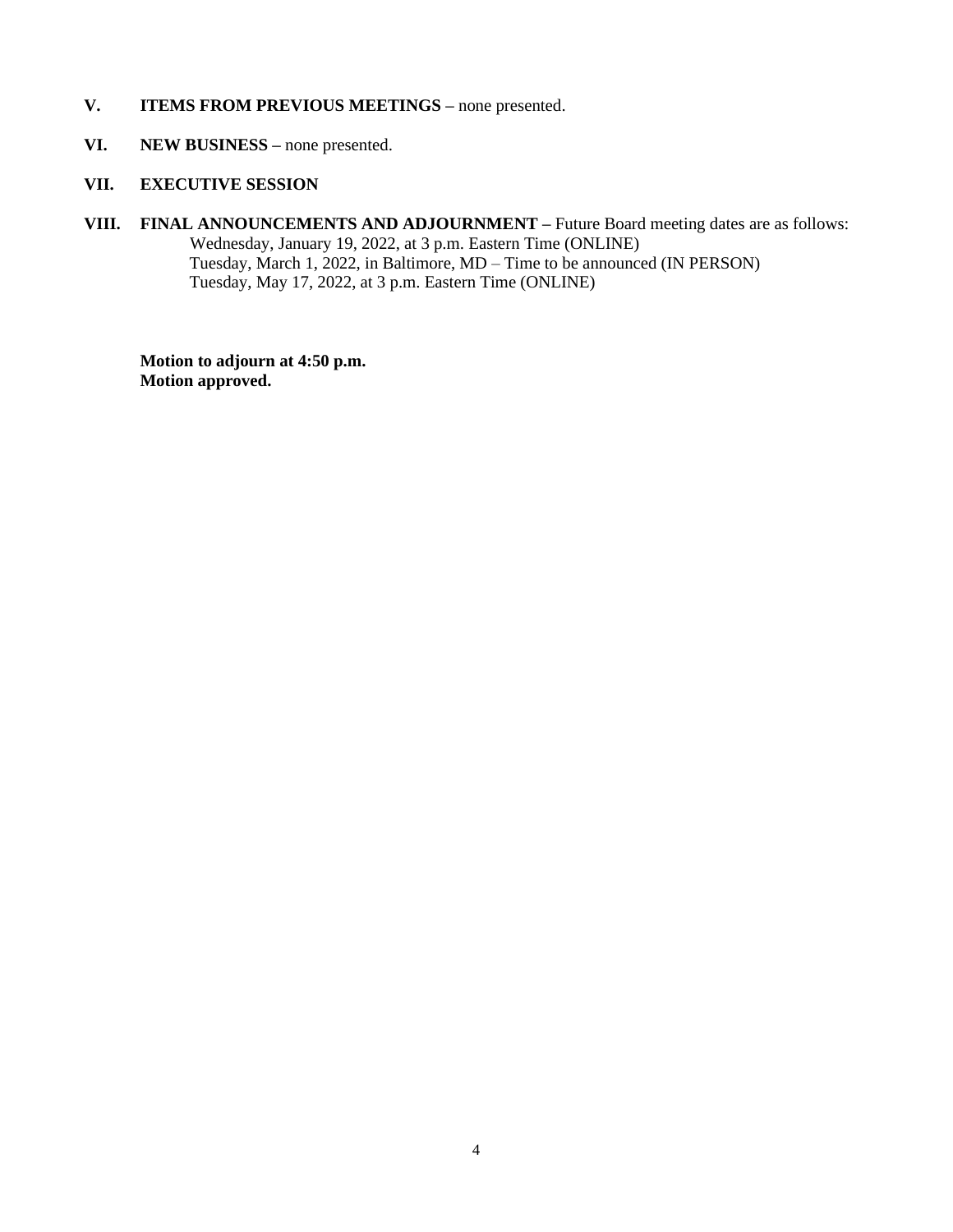**V. ITEMS FROM PREVIOUS MEETINGS** – none presented.

**VI. NEW BUSINESS** – none presented.

**VII. EXECUTIVE SESSION**

**VIII. FINAL ANNOUNCEMENTS AND ADJOURNMENT** – Future Board meeting dates are as follows:

Wednesday, January 19, 2022, at 3 p.m. Eastern Time (ONLINE)
Tuesday, March 1, 2022, in Baltimore, MD – Time to be announced (IN PERSON)
Tuesday, May 17, 2022, at 3 p.m. Eastern Time (ONLINE)

**Motion to adjourn at 4:50 p.m.**
**Motion approved.**